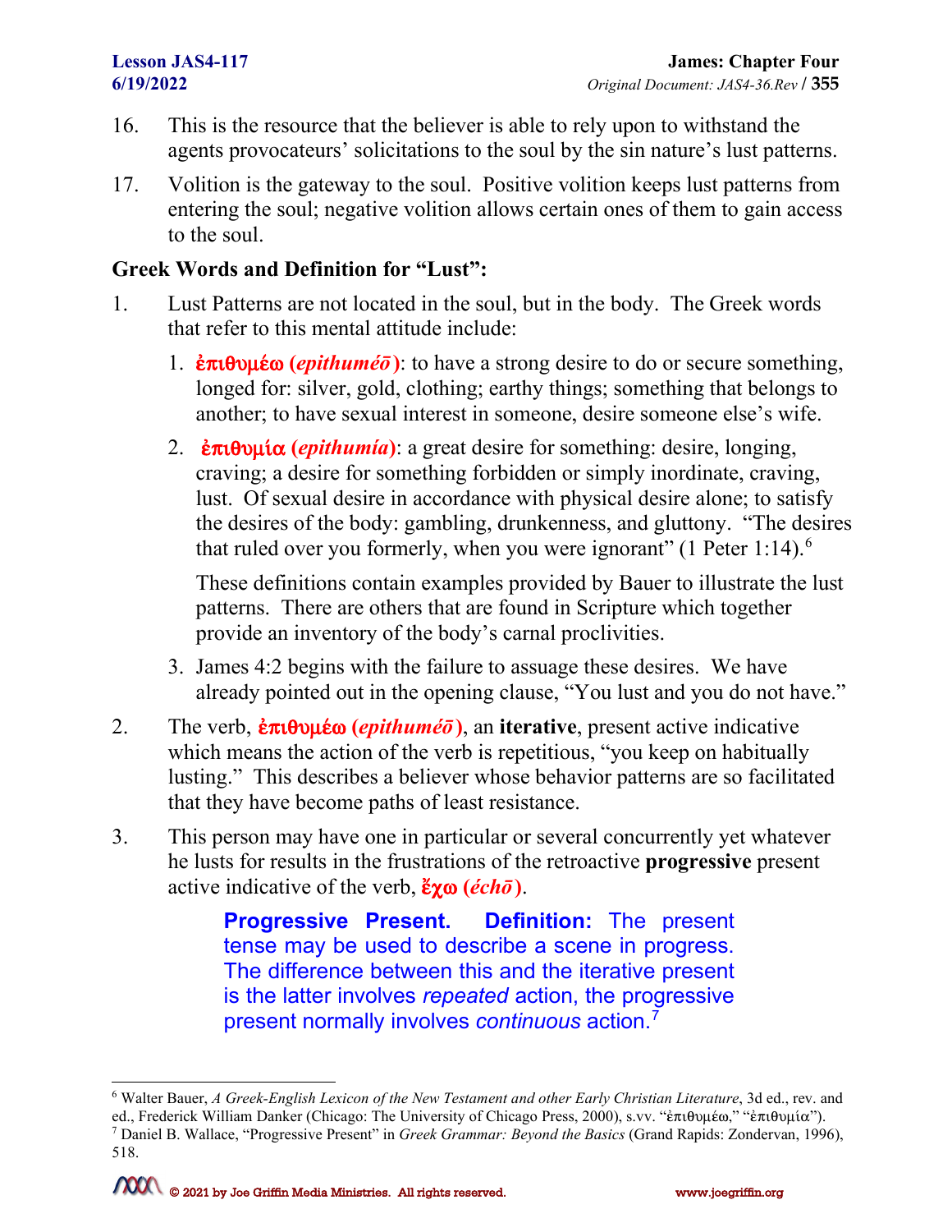16. This is the resource that the believer is able to rely upon to withstand the agents provocateurs' solicitations to the soul by the sin nature's lust patterns.

17. Volition is the gateway to the soul. Positive volition keeps lust patterns from entering the soul; negative volition allows certain ones of them to gain access to the soul.

**Greek Words and Definition for "Lust":**

1. Lust Patterns are not located in the soul, but in the body. The Greek words that refer to this mental attitude include:

   1. **ἐπιθυμέω (*epithuméō*)**: to have a strong desire to do or secure something, longed for: silver, gold, clothing; earthy things; something that belongs to another; to have sexual interest in someone, desire someone else's wife.

   2. **ἐπιθυμία (*epithumía*)**: a great desire for something: desire, longing, craving; a desire for something forbidden or simply inordinate, craving, lust. Of sexual desire in accordance with physical desire alone; to satisfy the desires of the body: gambling, drunkenness, and gluttony. "The desires that ruled over you formerly, when you were ignorant" (1 Peter 1:14).[6]

      These definitions contain examples provided by Bauer to illustrate the lust patterns. There are others that are found in Scripture which together provide an inventory of the body's carnal proclivities.

   3. James 4:2 begins with the failure to assuage these desires. We have already pointed out in the opening clause, "You lust and you do not have."

2. The verb, **ἐπιθυμέω (*epithuméō*)**, an **iterative**, present active indicative which means the action of the verb is repetitious, "you keep on habitually lusting." This describes a believer whose behavior patterns are so facilitated that they have become paths of least resistance.

3. This person may have one in particular or several concurrently yet whatever he lusts for results in the frustrations of the retroactive **progressive** present active indicative of the verb, **ἔχω (*échō*)**.

   > **Progressive Present. Definition:** The present tense may be used to describe a scene in progress. The difference between this and the iterative present is the latter involves *repeated* action, the progressive present normally involves *continuous* action.[7]

---

[6] Walter Bauer, *A Greek-English Lexicon of the New Testament and other Early Christian Literature*, 3d ed., rev. and ed., Frederick William Danker (Chicago: The University of Chicago Press, 2000), s.vv. "ἐπιθυμέω," "ἐπιθυμία").

[7] Daniel B. Wallace, "Progressive Present" in *Greek Grammar: Beyond the Basics* (Grand Rapids: Zondervan, 1996), 518.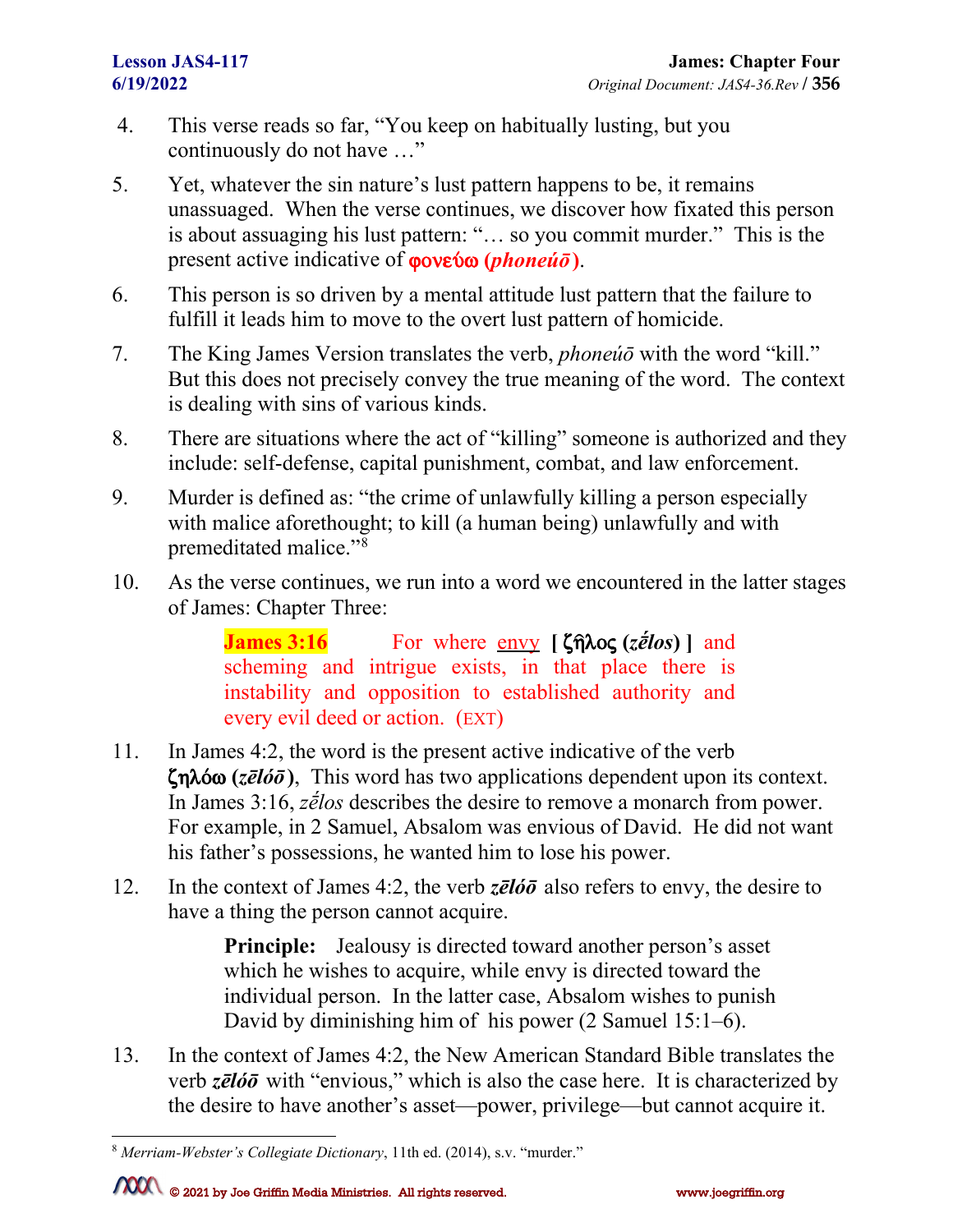4. This verse reads so far, "You keep on habitually lusting, but you continuously do not have …"

5. Yet, whatever the sin nature's lust pattern happens to be, it remains unassuaged. When the verse continues, we discover how fixated this person is about assuaging his lust pattern: "… so you commit murder." This is the present active indicative of **φονεύω (*phoneúō*)**.

6. This person is so driven by a mental attitude lust pattern that the failure to fulfill it leads him to move to the overt lust pattern of homicide.

7. The King James Version translates the verb, *phoneúō* with the word "kill." But this does not precisely convey the true meaning of the word. The context is dealing with sins of various kinds.

8. There are situations where the act of "killing" someone is authorized and they include: self-defense, capital punishment, combat, and law enforcement.

9. Murder is defined as: "the crime of unlawfully killing a person especially with malice aforethought; to kill (a human being) unlawfully and with premeditated malice."[8]

10. As the verse continues, we run into a word we encountered in the latter stages of James: Chapter Three:

> **James 3:16** For where envy **[ ζῆλος (*zḗlos*) ]** and scheming and intrigue exists, in that place there is instability and opposition to established authority and every evil deed or action. (EXT)

11. In James 4:2, the word is the present active indicative of the verb **ζηλόω (*zēlóō*)**, This word has two applications dependent upon its context. In James 3:16, *zḗlos* describes the desire to remove a monarch from power. For example, in 2 Samuel, Absalom was envious of David. He did not want his father's possessions, he wanted him to lose his power.

12. In the context of James 4:2, the verb ***zēlóō*** also refers to envy, the desire to have a thing the person cannot acquire.

> **Principle:** Jealousy is directed toward another person's asset which he wishes to acquire, while envy is directed toward the individual person. In the latter case, Absalom wishes to punish David by diminishing him of his power (2 Samuel 15:1–6).

13. In the context of James 4:2, the New American Standard Bible translates the verb ***zēlóō*** with "envious," which is also the case here. It is characterized by the desire to have another's asset—power, privilege—but cannot acquire it.

---

[8] *Merriam-Webster's Collegiate Dictionary*, 11th ed. (2014), s.v. "murder."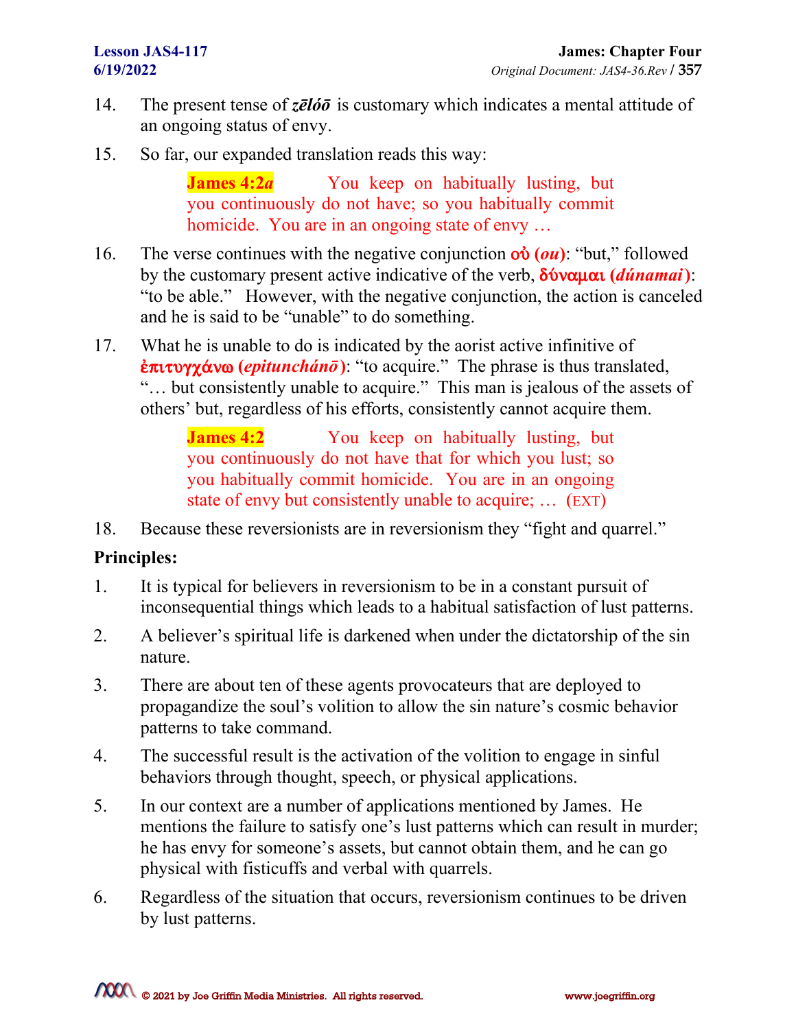14. The present tense of ***zēlóō*** is customary which indicates a mental attitude of an ongoing status of envy.

15. So far, our expanded translation reads this way:

> **James 4:2*a*** You keep on habitually lusting, but you continuously do not have; so you habitually commit homicide. You are in an ongoing state of envy …

16. The verse continues with the negative conjunction **οὐ (*ou*)**: "but," followed by the customary present active indicative of the verb, **δύναμαι (*dúnamai*)**: "to be able." However, with the negative conjunction, the action is canceled and he is said to be "unable" to do something.

17. What he is unable to do is indicated by the aorist active infinitive of **ἐπιτυγχάνω (*epitunchánō*)**: "to acquire." The phrase is thus translated, "… but consistently unable to acquire." This man is jealous of the assets of others' but, regardless of his efforts, consistently cannot acquire them.

> **James 4:2** You keep on habitually lusting, but you continuously do not have that for which you lust; so you habitually commit homicide. You are in an ongoing state of envy but consistently unable to acquire; … (EXT)

18. Because these reversionists are in reversionism they "fight and quarrel."

**Principles:**

1. It is typical for believers in reversionism to be in a constant pursuit of inconsequential things which leads to a habitual satisfaction of lust patterns.

2. A believer's spiritual life is darkened when under the dictatorship of the sin nature.

3. There are about ten of these agents provocateurs that are deployed to propagandize the soul's volition to allow the sin nature's cosmic behavior patterns to take command.

4. The successful result is the activation of the volition to engage in sinful behaviors through thought, speech, or physical applications.

5. In our context are a number of applications mentioned by James. He mentions the failure to satisfy one's lust patterns which can result in murder; he has envy for someone's assets, but cannot obtain them, and he can go physical with fisticuffs and verbal with quarrels.

6. Regardless of the situation that occurs, reversionism continues to be driven by lust patterns.